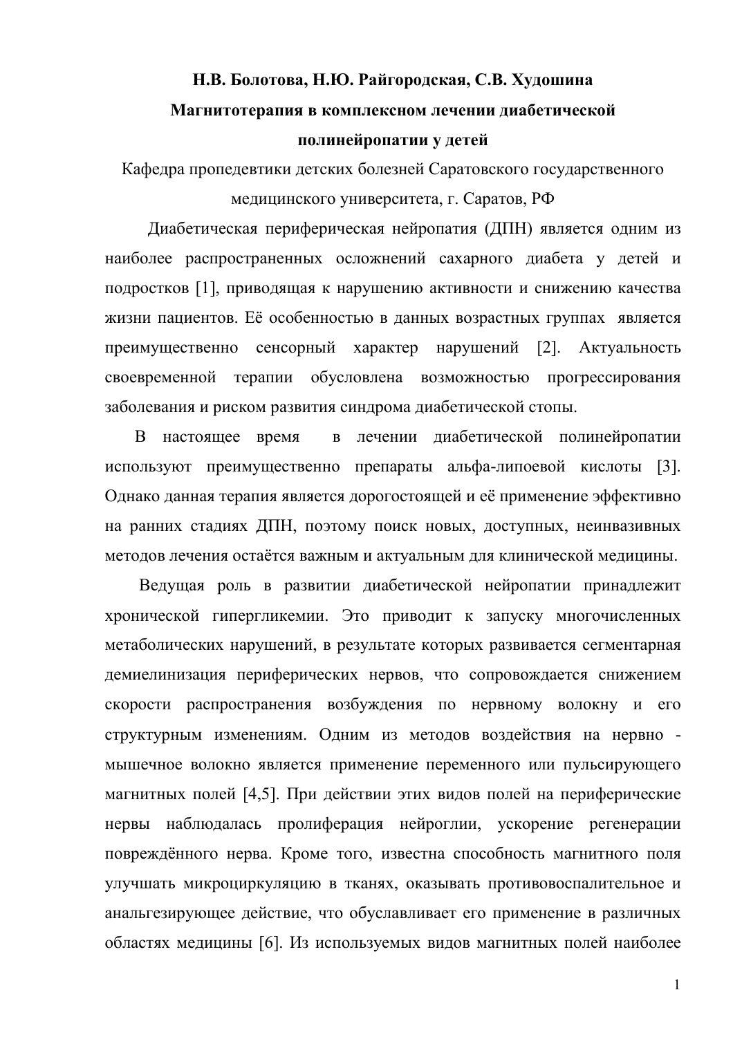**Н.В. Болотова, Н.Ю. Райгородская, С.В. Худошина**

# Магнитотерапия в комплексном лечении диабетической полинейропатии у детей

Кафедра пропедевтики детских болезней Саратовского государственного медицинского университета, г. Саратов, РФ

Диабетическая периферическая нейропатия (ДПН) является одним из наиболее распространенных осложнений сахарного диабета у детей и подростков [1], приводящая к нарушению активности и снижению качества жизни пациентов. Её особенностью в данных возрастных группах является преимущественно сенсорный характер нарушений [2]. Актуальность своевременной терапии обусловлена возможностью прогрессирования заболевания и риском развития синдрома диабетической стопы.

В настоящее время в лечении диабетической полинейропатии используют преимущественно препараты альфа-липоевой кислоты [3]. Однако данная терапия является дорогостоящей и её применение эффективно на ранних стадиях ДПН, поэтому поиск новых, доступных, неинвазивных методов лечения остаётся важным и актуальным для клинической медицины.

Ведущая роль в развитии диабетической нейропатии принадлежит хронической гипергликемии. Это приводит к запуску многочисленных метаболических нарушений, в результате которых развивается сегментарная демиелинизация периферических нервов, что сопровождается снижением скорости распространения возбуждения по нервному волокну и его структурным изменениям. Одним из методов воздействия на нервно - мышечное волокно является применение переменного или пульсирующего магнитных полей [4,5]. При действии этих видов полей на периферические нервы наблюдалась пролиферация нейроглии, ускорение регенерации повреждённого нерва. Кроме того, известна способность магнитного поля улучшать микроциркуляцию в тканях, оказывать противовоспалительное и анальгезирующее действие, что обуславливает его применение в различных областях медицины [6]. Из используемых видов магнитных полей наиболее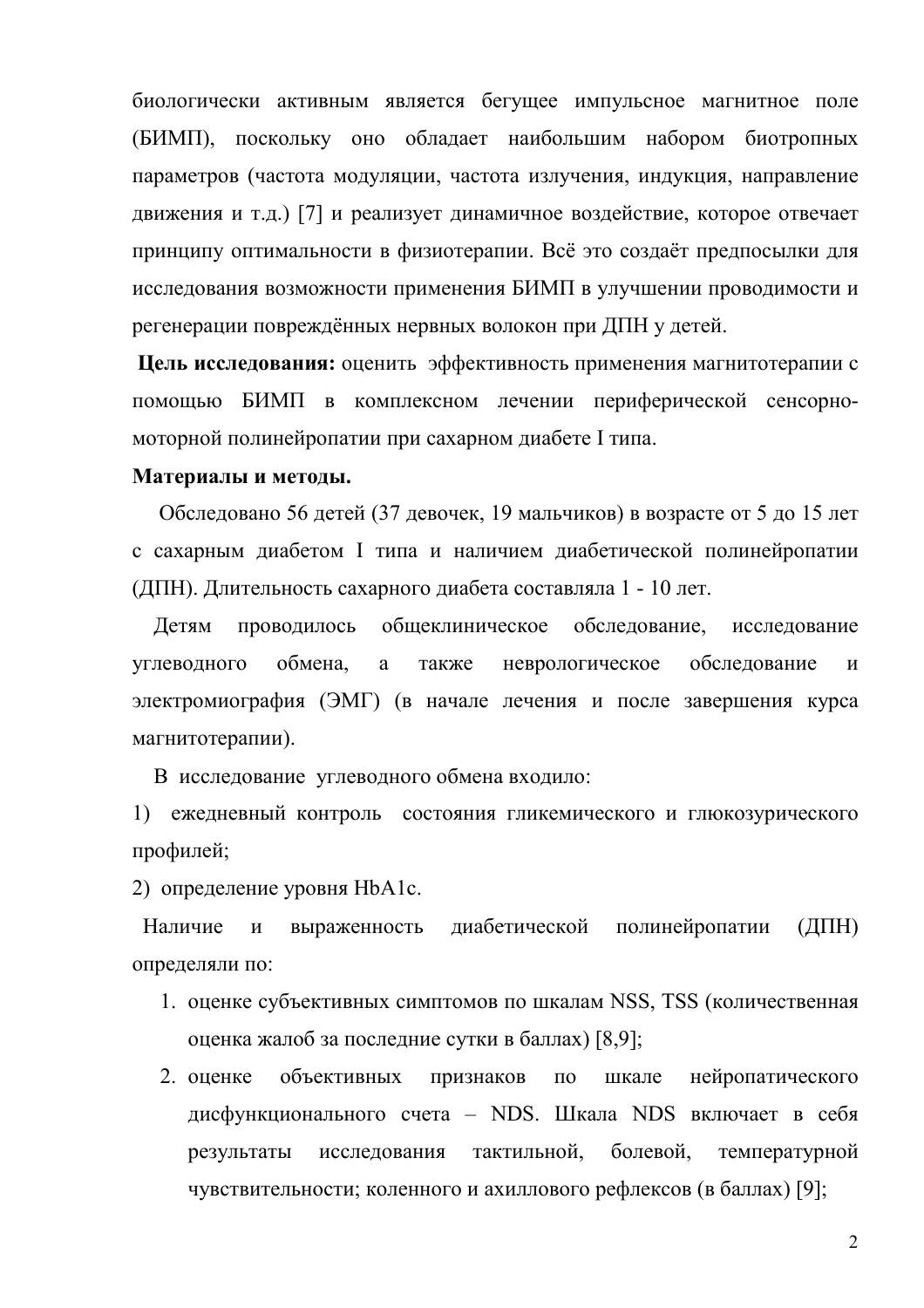биологически активным является бегущее импульсное магнитное поле (БИМП), поскольку оно обладает наибольшим набором биотропных параметров (частота модуляции, частота излучения, индукция, направление движения и т.д.) [7] и реализует динамичное воздействие, которое отвечает принципу оптимальности в физиотерапии. Всё это создаёт предпосылки для исследования возможности применения БИМП в улучшении проводимости и регенерации повреждённых нервных волокон при ДПН у детей.

**Цель исследования:** оценить эффективность применения магнитотерапии с помощью БИМП в комплексном лечении периферической сенсорно-моторной полинейропатии при сахарном диабете I типа.

**Материалы и методы.**

Обследовано 56 детей (37 девочек, 19 мальчиков) в возрасте от 5 до 15 лет с сахарным диабетом I типа и наличием диабетической полинейропатии (ДПН). Длительность сахарного диабета составляла 1 - 10 лет.

Детям проводилось общеклиническое обследование, исследование углеводного обмена, а также неврологическое обследование и электромиография (ЭМГ) (в начале лечения и после завершения курса магнитотерапии).

В исследование углеводного обмена входило:

1) ежедневный контроль состояния гликемического и глюкозурического профилей;

2) определение уровня HbA1c.

Наличие и выраженность диабетической полинейропатии (ДПН) определяли по:

1. оценке субъективных симптомов по шкалам NSS, TSS (количественная оценка жалоб за последние сутки в баллах) [8,9];
2. оценке объективных признаков по шкале нейропатического дисфункционального счета – NDS. Шкала NDS включает в себя результаты исследования тактильной, болевой, температурной чувствительности; коленного и ахиллового рефлексов (в баллах) [9];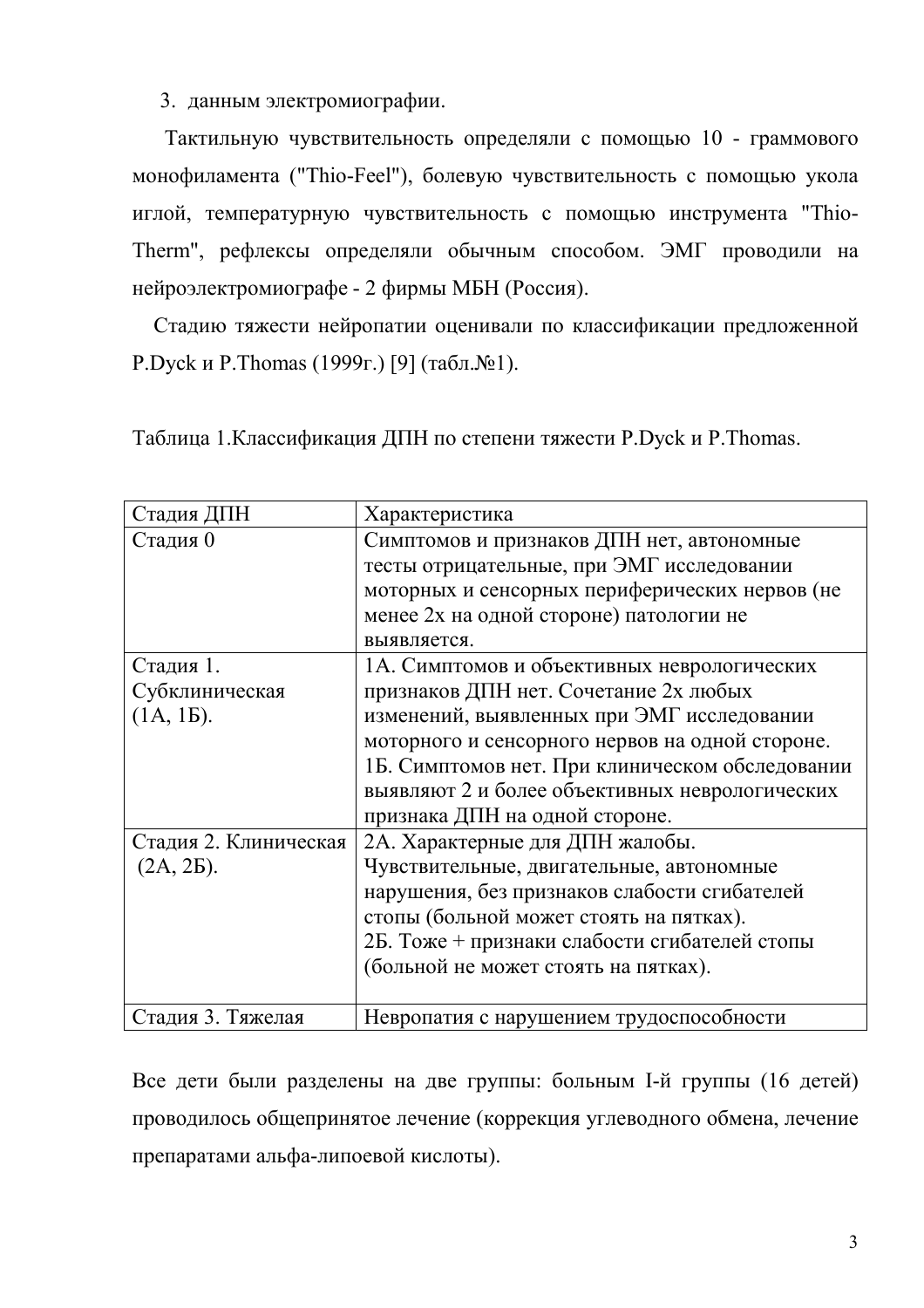3. данным электромиографии.

Тактильную чувствительность определяли с помощью 10 - граммового монофиламента ("Thio-Feel"), болевую чувствительность с помощью укола иглой, температурную чувствительность с помощью инструмента "Thio-Therm", рефлексы определяли обычным способом. ЭМГ проводили на нейроэлектромиографе - 2 фирмы МБН (Россия).

Стадию тяжести нейропатии оценивали по классификации предложенной P.Dyck и P.Thomas (1999г.) [9] (табл.№1).

Таблица 1.Классификация ДПН по степени тяжести P.Dyck и P.Thomas.

| Стадия ДПН | Характеристика |
|---|---|
| Стадия 0 | Симптомов и признаков ДПН нет, автономные тесты отрицательные, при ЭМГ исследовании моторных и сенсорных периферических нервов (не менее 2х на одной стороне) патологии не выявляется. |
| Стадия 1. Субклиническая (1А, 1Б). | 1А. Симптомов и объективных неврологических признаков ДПН нет. Сочетание 2х любых изменений, выявленных при ЭМГ исследовании моторного и сенсорного нервов на одной стороне. 1Б. Симптомов нет. При клиническом обследовании выявляют 2 и более объективных неврологических признака ДПН на одной стороне. |
| Стадия 2. Клиническая (2А, 2Б). | 2А. Характерные для ДПН жалобы. Чувствительные, двигательные, автономные нарушения, без признаков слабости сгибателей стопы (больной может стоять на пятках). 2Б. Тоже + признаки слабости сгибателей стопы (больной не может стоять на пятках). |
| Стадия 3. Тяжелая | Невропатия с нарушением трудоспособности |

Все дети были разделены на две группы: больным I-й группы (16 детей) проводилось общепринятое лечение (коррекция углеводного обмена, лечение препаратами альфа-липоевой кислоты).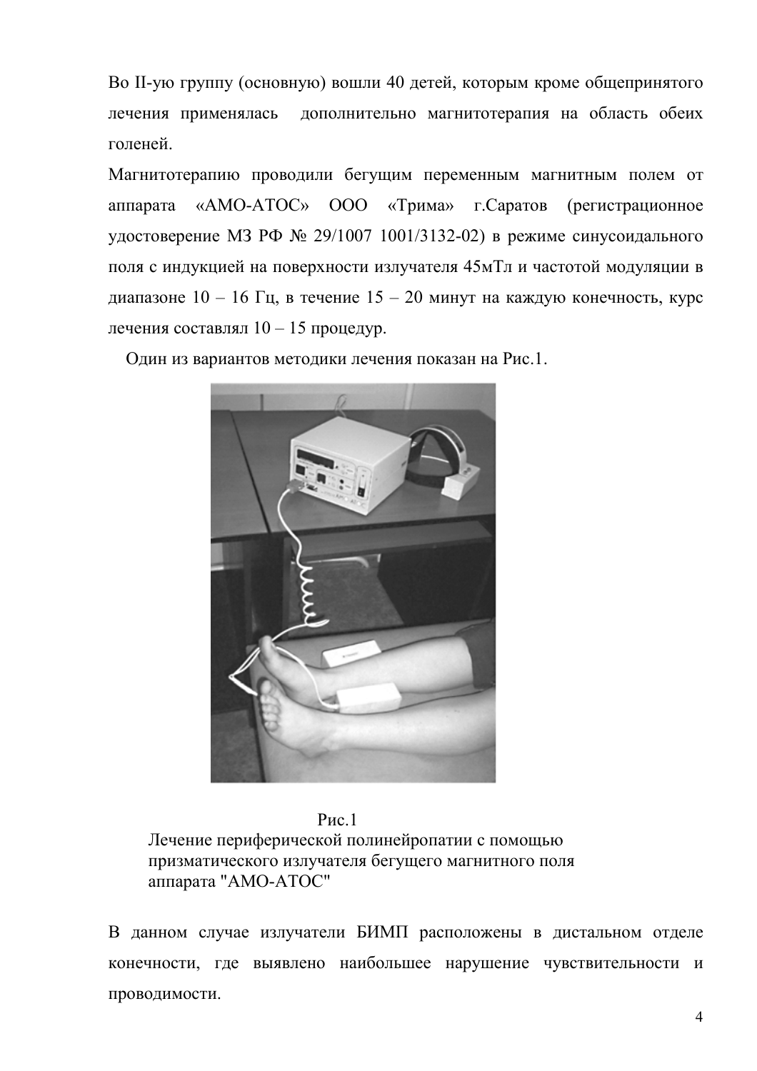Во II-ую группу (основную) вошли 40 детей, которым кроме общепринятого лечения применялась дополнительно магнитотерапия на область обеих голеней.

Магнитотерапию проводили бегущим переменным магнитным полем от аппарата «АМО-АТОС» ООО «Трима» г.Саратов (регистрационное удостоверение МЗ РФ № 29/1007 1001/3132-02) в режиме синусоидального поля с индукцией на поверхности излучателя 45мТл и частотой модуляции в диапазоне 10 – 16 Гц, в течение 15 – 20 минут на каждую конечность, курс лечения составлял 10 – 15 процедур.

Один из вариантов методики лечения показан на Рис.1.

Рис.1
Лечение периферической полинейропатии с помощью призматического излучателя бегущего магнитного поля аппарата "АМО-АТОС"

В данном случае излучатели БИМП расположены в дистальном отделе конечности, где выявлено наибольшее нарушение чувствительности и проводимости.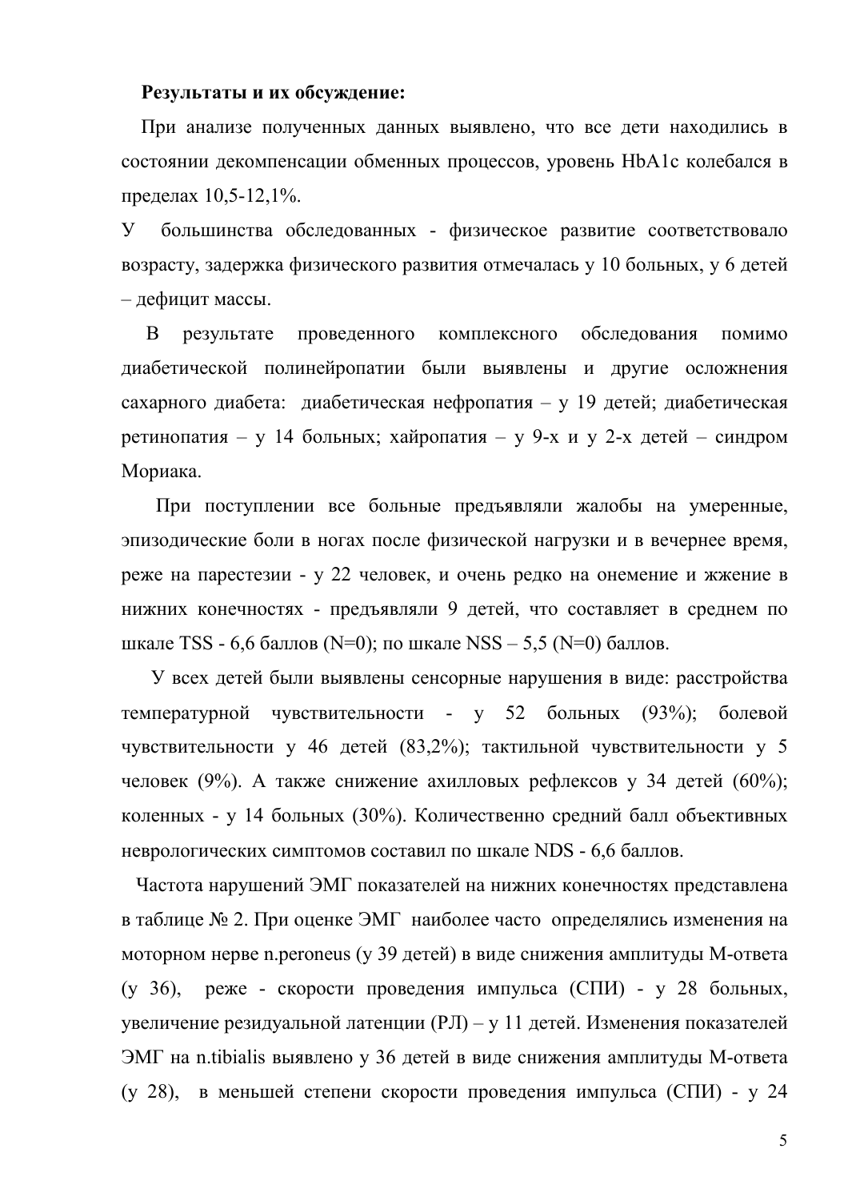**Результаты и их обсуждение:**

При анализе полученных данных выявлено, что все дети находились в состоянии декомпенсации обменных процессов, уровень HbA1c колебался в пределах 10,5-12,1%.

У большинства обследованных - физическое развитие соответствовало возрасту, задержка физического развития отмечалась у 10 больных, у 6 детей – дефицит массы.

В результате проведенного комплексного обследования помимо диабетической полинейропатии были выявлены и другие осложнения сахарного диабета: диабетическая нефропатия – у 19 детей; диабетическая ретинопатия – у 14 больных; хайропатия – у 9-х и у 2-х детей – синдром Мориака.

При поступлении все больные предъявляли жалобы на умеренные, эпизодические боли в ногах после физической нагрузки и в вечернее время, реже на парестезии - у 22 человек, и очень редко на онемение и жжение в нижних конечностях - предъявляли 9 детей, что составляет в среднем по шкале TSS - 6,6 баллов (N=0); по шкале NSS – 5,5 (N=0) баллов.

У всех детей были выявлены сенсорные нарушения в виде: расстройства температурной чувствительности - у 52 больных (93%); болевой чувствительности у 46 детей (83,2%); тактильной чувствительности у 5 человек (9%). А также снижение ахилловых рефлексов у 34 детей (60%); коленных - у 14 больных (30%). Количественно средний балл объективных неврологических симптомов составил по шкале NDS - 6,6 баллов.

Частота нарушений ЭМГ показателей на нижних конечностях представлена в таблице № 2. При оценке ЭМГ наиболее часто определялись изменения на моторном нерве n.peroneus (у 39 детей) в виде снижения амплитуды М-ответа (у 36), реже - скорости проведения импульса (СПИ) - у 28 больных, увеличение резидуальной латентции (РЛ) – у 11 детей. Изменения показателей ЭМГ на n.tibialis выявлено у 36 детей в виде снижения амплитуды М-ответа (у 28), в меньшей степени скорости проведения импульса (СПИ) - у 24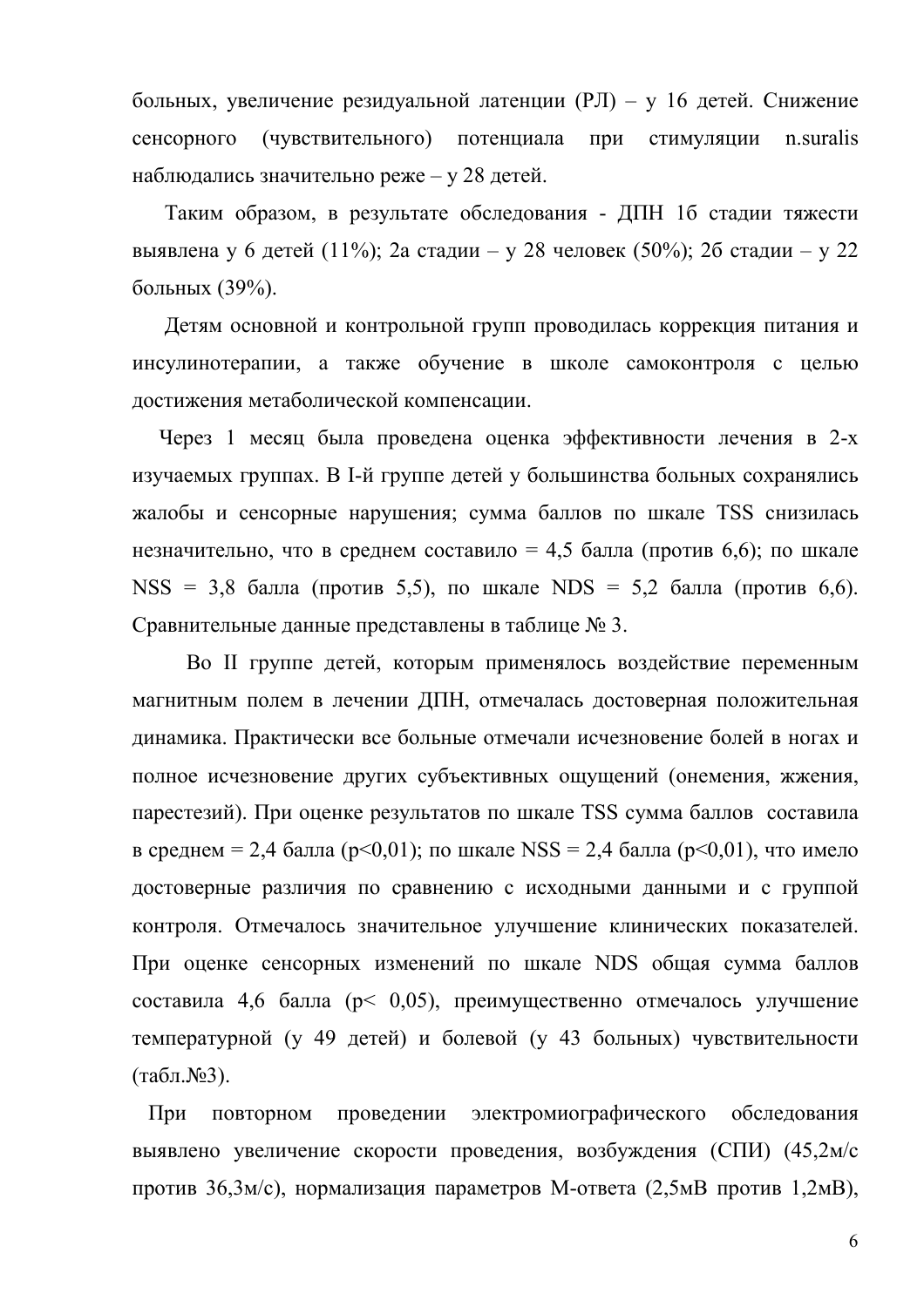больных, увеличение резидуальной латенции (РЛ) – у 16 детей. Снижение сенсорного (чувствительного) потенциала при стимуляции n.suralis наблюдались значительно реже – у 28 детей.

Таким образом, в результате обследования - ДПН 1б стадии тяжести выявлена у 6 детей (11%); 2а стадии – у 28 человек (50%); 2б стадии – у 22 больных (39%).

Детям основной и контрольной групп проводилась коррекция питания и инсулинотерапии, а также обучение в школе самоконтроля с целью достижения метаболической компенсации.

Через 1 месяц была проведена оценка эффективности лечения в 2-х изучаемых группах. В I-й группе детей у большинства больных сохранялись жалобы и сенсорные нарушения; сумма баллов по шкале TSS снизилась незначительно, что в среднем составило = 4,5 балла (против 6,6); по шкале NSS = 3,8 балла (против 5,5), по шкале NDS = 5,2 балла (против 6,6). Сравнительные данные представлены в таблице № 3.

Во II группе детей, которым применялось воздействие переменным магнитным полем в лечении ДПН, отмечалась достоверная положительная динамика. Практически все больные отмечали исчезновение болей в ногах и полное исчезновение других субъективных ощущений (онемения, жжения, парестезий). При оценке результатов по шкале TSS сумма баллов составила в среднем = 2,4 балла ($p<0,01$); по шкале NSS = 2,4 балла ($p<0,01$), что имело достоверные различия по сравнению с исходными данными и с группой контроля. Отмечалось значительное улучшение клинических показателей. При оценке сенсорных изменений по шкале NDS общая сумма баллов составила 4,6 балла ($p< 0,05$), преимущественно отмечалось улучшение температурной (у 49 детей) и болевой (у 43 больных) чувствительности (табл.№3).

При повторном проведении электромиографического обследования выявлено увеличение скорости проведения, возбуждения (СПИ) (45,2м/с против 36,3м/с), нормализация параметров М-ответа (2,5мВ против 1,2мВ),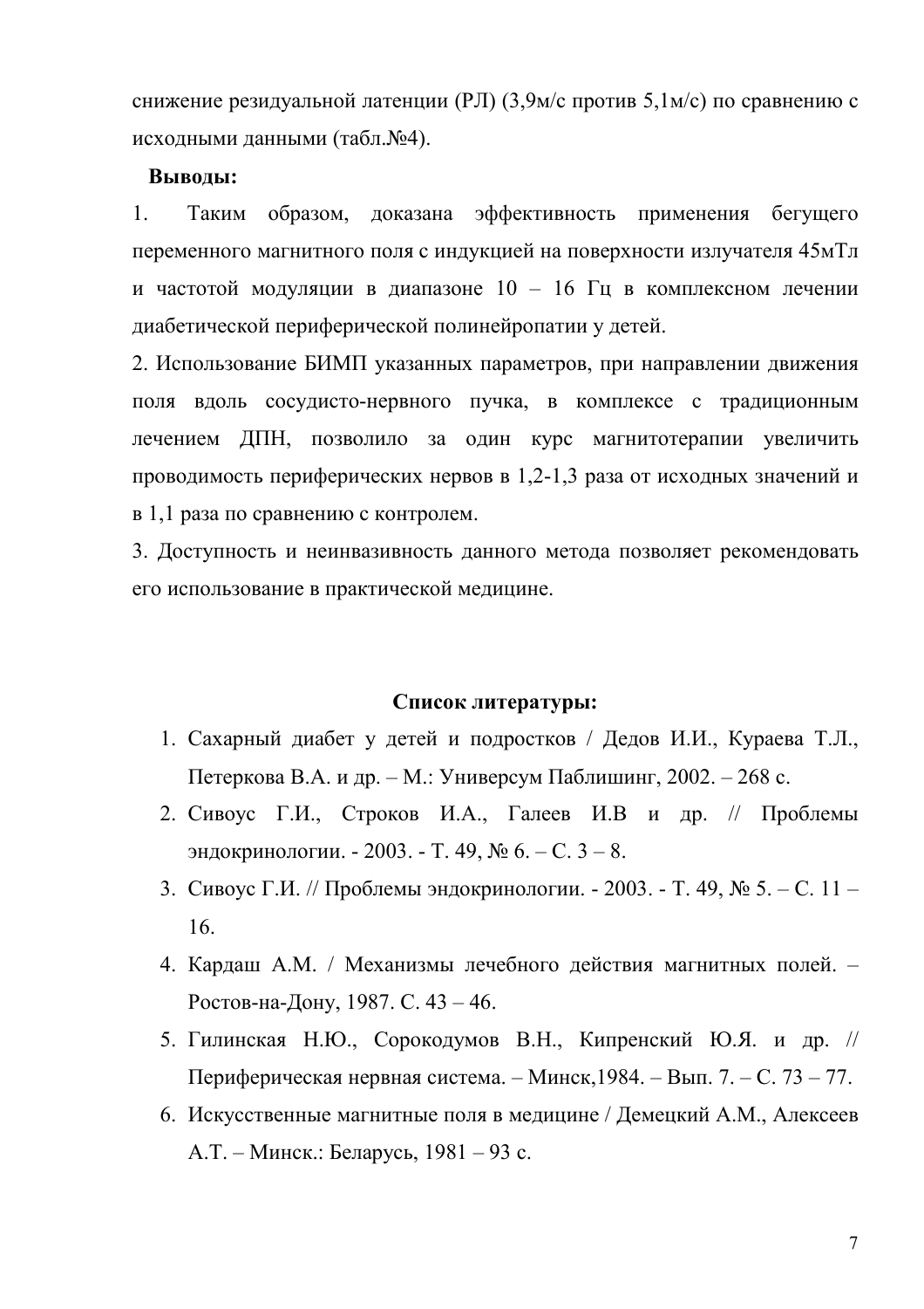снижение резидуальной латенции (РЛ) (3,9м/с против 5,1м/с) по сравнению с исходными данными (табл.№4).

**Выводы:**

1. Таким образом, доказана эффективность применения бегущего переменного магнитного поля с индукцией на поверхности излучателя 45мТл и частотой модуляции в диапазоне 10 – 16 Гц в комплексном лечении диабетической периферической полинейропатии у детей.

2. Использование БИМП указанных параметров, при направлении движения поля вдоль сосудисто-нервного пучка, в комплексе с традиционным лечением ДПН, позволило за один курс магнитотерапии увеличить проводимость периферических нервов в 1,2-1,3 раза от исходных значений и в 1,1 раза по сравнению с контролем.

3. Доступность и неинвазивность данного метода позволяет рекомендовать его использование в практической медицине.

**Список литературы:**

1. Сахарный диабет у детей и подростков / Дедов И.И., Кураева Т.Л., Петеркова В.А. и др. – М.: Универсум Паблишинг, 2002. – 268 с.
2. Сивоус Г.И., Строков И.А., Галеев И.В и др. // Проблемы эндокринологии. - 2003. - Т. 49, № 6. – С. 3 – 8.
3. Сивоус Г.И. // Проблемы эндокринологии. - 2003. - Т. 49, № 5. – С. 11 – 16.
4. Кардаш А.М. / Механизмы лечебного действия магнитных полей. – Ростов-на-Дону, 1987. С. 43 – 46.
5. Гилинская Н.Ю., Сорокодумов В.Н., Кипренский Ю.Я. и др. // Периферическая нервная система. – Минск,1984. – Вып. 7. – С. 73 – 77.
6. Искусственные магнитные поля в медицине / Демецкий А.М., Алексеев А.Т. – Минск.: Беларусь, 1981 – 93 с.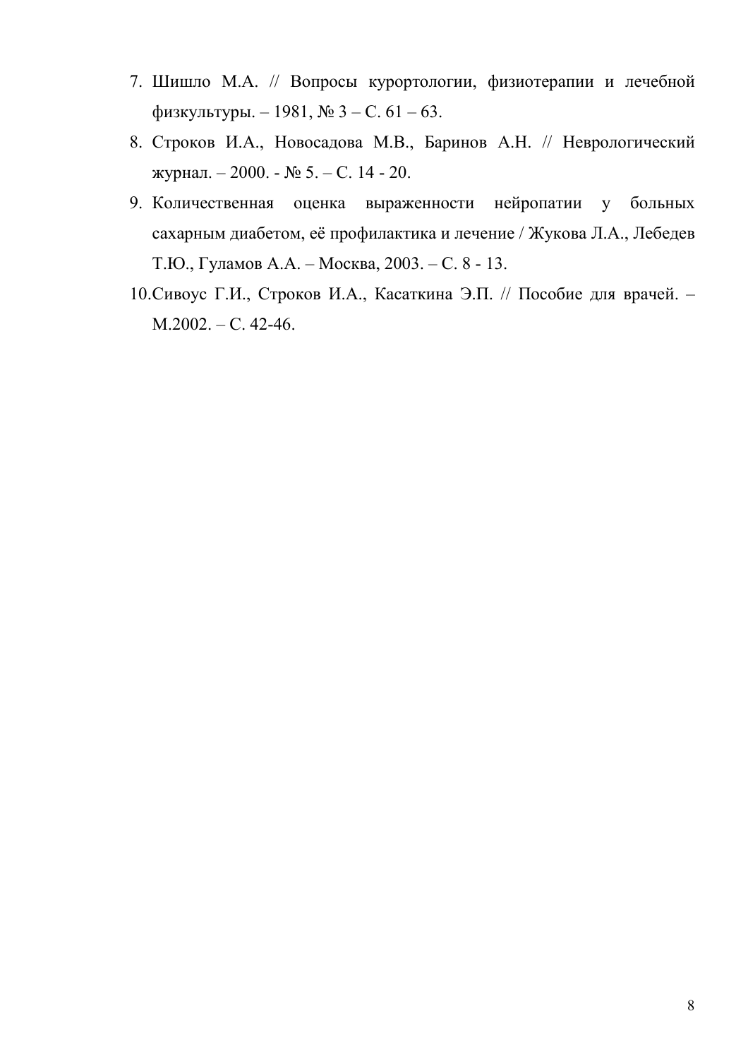7. Шишло М.А. // Вопросы курортологии, физиотерапии и лечебной физкультуры. – 1981, № 3 – С. 61 – 63.
8. Строков И.А., Новосадова М.В., Баринов А.Н. // Неврологический журнал. – 2000. - № 5. – С. 14 - 20.
9. Количественная оценка выраженности нейропатии у больных сахарным диабетом, её профилактика и лечение / Жукова Л.А., Лебедев Т.Ю., Гуламов А.А. – Москва, 2003. – С. 8 - 13.
10. Сивоус Г.И., Строков И.А., Касаткина Э.П. // Пособие для врачей. – М.2002. – С. 42-46.